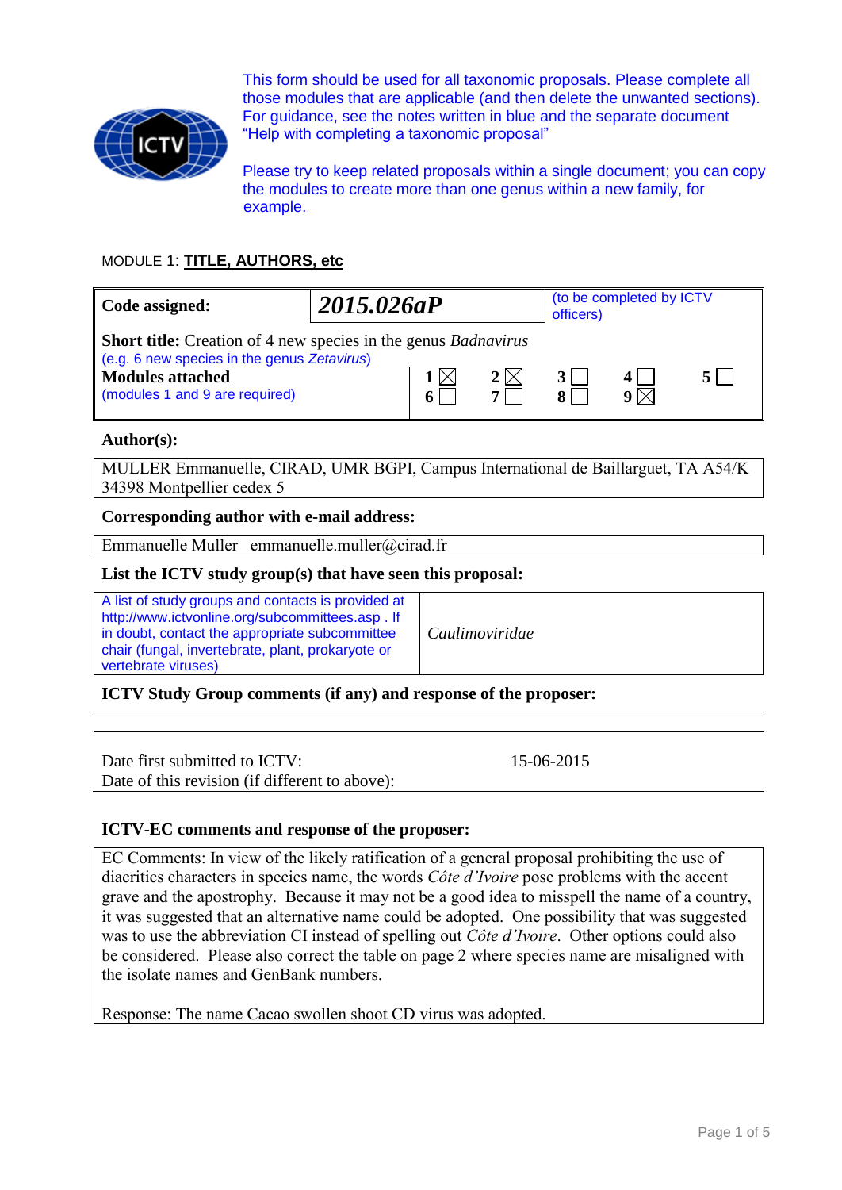This form should be used for all taxonomic proposals. Please complete all those modules that are applicable (and then delete the unwanted sections). For guidance, see the notes written in blue and the separate document "Help with completing a taxonomic proposal"

Please try to keep related proposals within a single document; you can copy the modules to create more than one genus within a new family, for example.

MODULE 1: **TITLE, AUTHORS, etc**

| **Code assigned:** | ***2015.026aP*** | (to be completed by ICTV officers) |
|---|---|---|

**Short title:** Creation of 4 new species in the genus *Badnavirus*
(e.g. 6 new species in the genus *Zetavirus*)

**Modules attached** (modules 1 and 9 are required)

| 1 ☒ | 2 ☒ | 3 ☐ | 4 ☐ | 5 ☐ |
|---|---|---|---|---|
| 6 ☐ | 7 ☐ | 8 ☐ | 9 ☒ | |

**Author(s):**

MULLER Emmanuelle, CIRAD, UMR BGPI, Campus International de Baillarguet, TA A54/K 34398 Montpellier cedex 5

**Corresponding author with e-mail address:**

Emmanuelle Muller emmanuelle.muller@cirad.fr

**List the ICTV study group(s) that have seen this proposal:**

| A list of study groups and contacts is provided at http://www.ictvonline.org/subcommittees.asp . If in doubt, contact the appropriate subcommittee chair (fungal, invertebrate, plant, prokaryote or vertebrate viruses) | *Caulimoviridae* |
|---|---|

**ICTV Study Group comments (if any) and response of the proposer:**

Date first submitted to ICTV: 15-06-2015
Date of this revision (if different to above):

**ICTV-EC comments and response of the proposer:**

EC Comments: In view of the likely ratification of a general proposal prohibiting the use of diacritics characters in species name, the words *Côte d'Ivoire* pose problems with the accent grave and the apostrophy. Because it may not be a good idea to misspell the name of a country, it was suggested that an alternative name could be adopted. One possibility that was suggested was to use the abbreviation CI instead of spelling out *Côte d'Ivoire*. Other options could also be considered. Please also correct the table on page 2 where species name are misaligned with the isolate names and GenBank numbers.

Response: The name Cacao swollen shoot CD virus was adopted.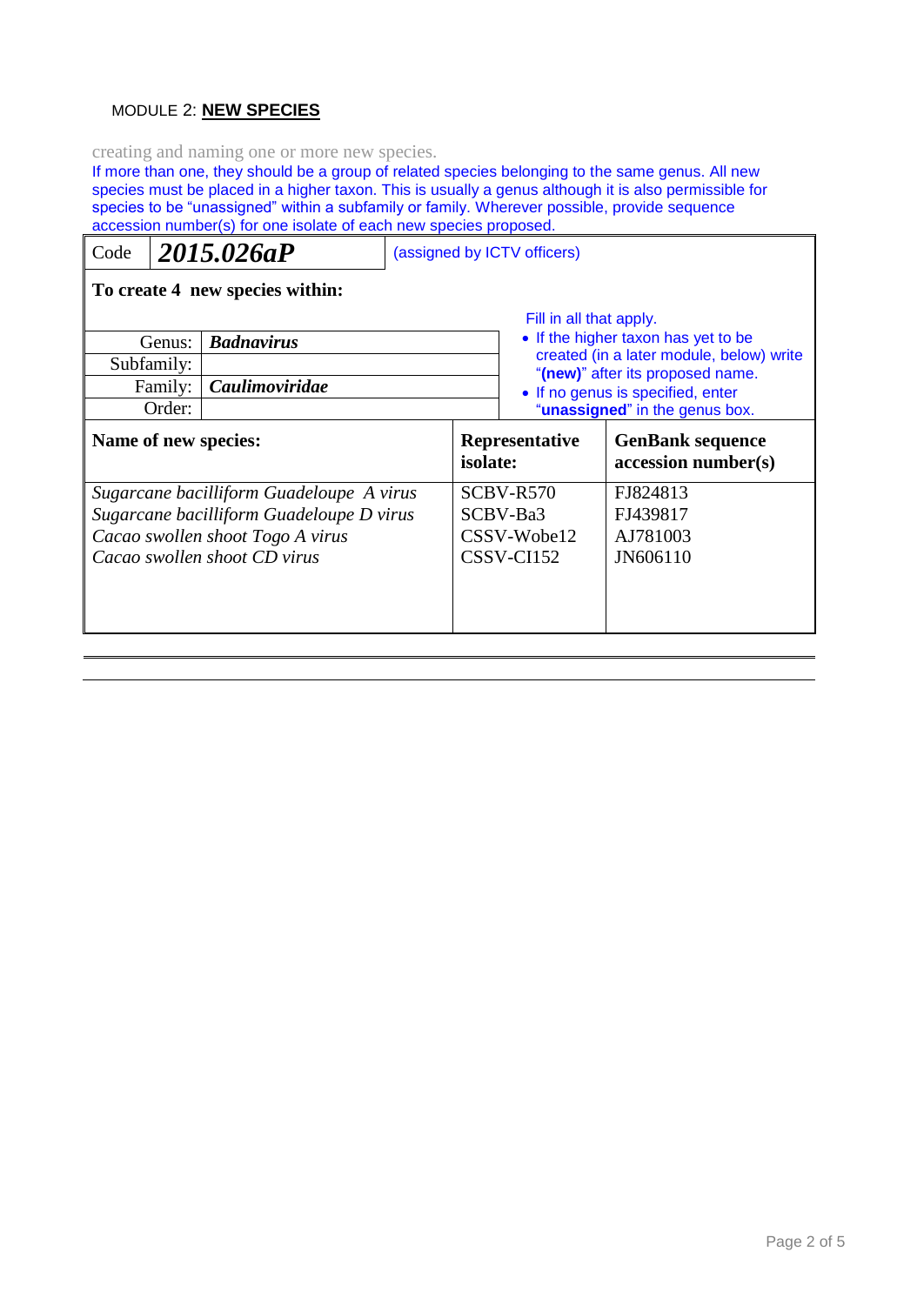MODULE 2: **NEW SPECIES**

creating and naming one or more new species.

If more than one, they should be a group of related species belonging to the same genus. All new species must be placed in a higher taxon. This is usually a genus although it is also permissible for species to be "unassigned" within a subfamily or family. Wherever possible, provide sequence accession number(s) for one isolate of each new species proposed.

| Code | ***2015.026aP*** | (assigned by ICTV officers) |
|---|---|---|

**To create 4 new species within:**

| | |
|---|---|
| Genus: | ***Badnavirus*** |
| Subfamily: | |
| Family: | ***Caulimoviridae*** |
| Order: | |

Fill in all that apply.

- If the higher taxon has yet to be created (in a later module, below) write "**(new)**" after its proposed name.
- If no genus is specified, enter "**unassigned**" in the genus box.

| **Name of new species:** | **Representative isolate:** | **GenBank sequence accession number(s)** |
|---|---|---|
| *Sugarcane bacilliform Guadeloupe A virus* | SCBV-R570 | FJ824813 |
| *Sugarcane bacilliform Guadeloupe D virus* | SCBV-Ba3 | FJ439817 |
| *Cacao swollen shoot Togo A virus* | CSSV-Wobe12 | AJ781003 |
| *Cacao swollen shoot CD virus* | CSSV-CI152 | JN606110 |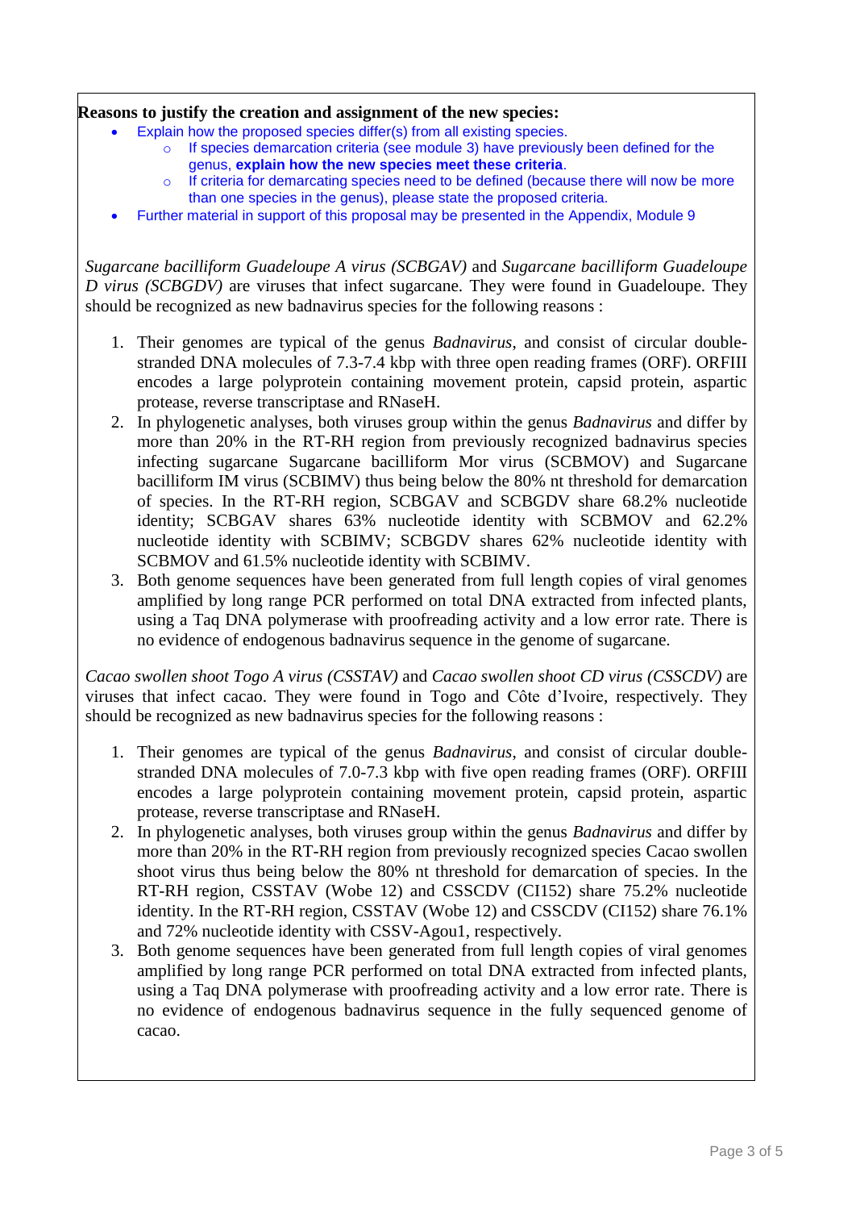**Reasons to justify the creation and assignment of the new species:**

- Explain how the proposed species differ(s) from all existing species.
    - If species demarcation criteria (see module 3) have previously been defined for the genus, **explain how the new species meet these criteria**.
    - If criteria for demarcating species need to be defined (because there will now be more than one species in the genus), please state the proposed criteria.
- Further material in support of this proposal may be presented in the Appendix, Module 9

*Sugarcane bacilliform Guadeloupe A virus (SCBGAV)* and *Sugarcane bacilliform Guadeloupe D virus (SCBGDV)* are viruses that infect sugarcane. They were found in Guadeloupe. They should be recognized as new badnavirus species for the following reasons :

1. Their genomes are typical of the genus *Badnavirus*, and consist of circular double-stranded DNA molecules of 7.3-7.4 kbp with three open reading frames (ORF). ORFIII encodes a large polyprotein containing movement protein, capsid protein, aspartic protease, reverse transcriptase and RNaseH.
2. In phylogenetic analyses, both viruses group within the genus *Badnavirus* and differ by more than 20% in the RT-RH region from previously recognized badnavirus species infecting sugarcane Sugarcane bacilliform Mor virus (SCBMOV) and Sugarcane bacilliform IM virus (SCBIMV) thus being below the 80% nt threshold for demarcation of species. In the RT-RH region, SCBGAV and SCBGDV share 68.2% nucleotide identity; SCBGAV shares 63% nucleotide identity with SCBMOV and 62.2% nucleotide identity with SCBIMV; SCBGDV shares 62% nucleotide identity with SCBMOV and 61.5% nucleotide identity with SCBIMV.
3. Both genome sequences have been generated from full length copies of viral genomes amplified by long range PCR performed on total DNA extracted from infected plants, using a Taq DNA polymerase with proofreading activity and a low error rate. There is no evidence of endogenous badnavirus sequence in the genome of sugarcane.

*Cacao swollen shoot Togo A virus (CSSTAV)* and *Cacao swollen shoot CD virus (CSSCDV)* are viruses that infect cacao. They were found in Togo and Côte d'Ivoire, respectively. They should be recognized as new badnavirus species for the following reasons :

1. Their genomes are typical of the genus *Badnavirus*, and consist of circular double-stranded DNA molecules of 7.0-7.3 kbp with five open reading frames (ORF). ORFIII encodes a large polyprotein containing movement protein, capsid protein, aspartic protease, reverse transcriptase and RNaseH.
2. In phylogenetic analyses, both viruses group within the genus *Badnavirus* and differ by more than 20% in the RT-RH region from previously recognized species Cacao swollen shoot virus thus being below the 80% nt threshold for demarcation of species. In the RT-RH region, CSSTAV (Wobe 12) and CSSCDV (CI152) share 75.2% nucleotide identity. In the RT-RH region, CSSTAV (Wobe 12) and CSSCDV (CI152) share 76.1% and 72% nucleotide identity with CSSV-Agou1, respectively.
3. Both genome sequences have been generated from full length copies of viral genomes amplified by long range PCR performed on total DNA extracted from infected plants, using a Taq DNA polymerase with proofreading activity and a low error rate. There is no evidence of endogenous badnavirus sequence in the fully sequenced genome of cacao.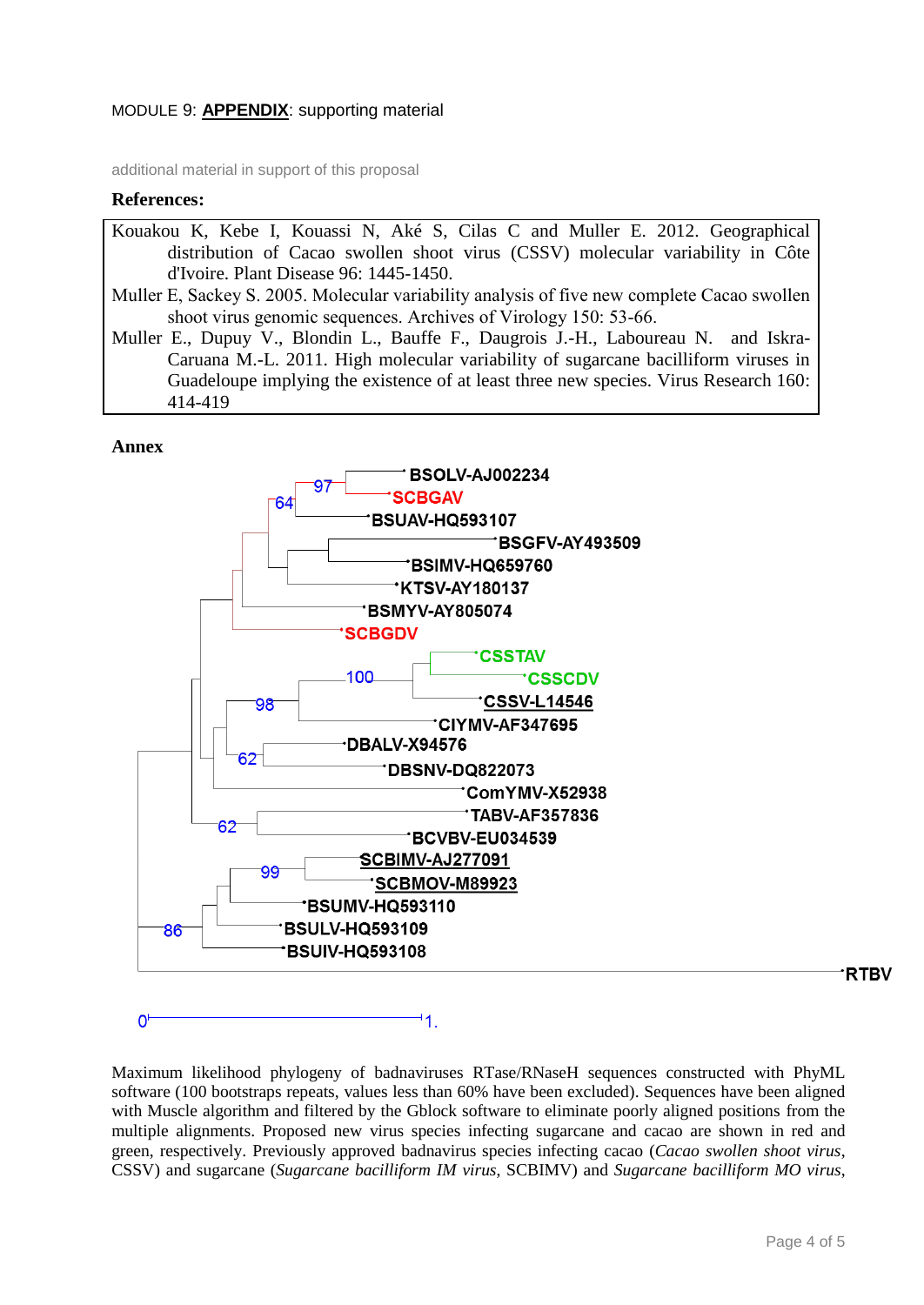MODULE 9: **APPENDIX**: supporting material

additional material in support of this proposal

**References:**

Kouakou K, Kebe I, Kouassi N, Aké S, Cilas C and Muller E. 2012. Geographical distribution of Cacao swollen shoot virus (CSSV) molecular variability in Côte d'Ivoire. Plant Disease 96: 1445-1450.

Muller E, Sackey S. 2005. Molecular variability analysis of five new complete Cacao swollen shoot virus genomic sequences. Archives of Virology 150: 53-66.

Muller E., Dupuy V., Blondin L., Bauffe F., Daugrois J.-H., Laboureau N. and Iskra-Caruana M.-L. 2011. High molecular variability of sugarcane bacilliform viruses in Guadeloupe implying the existence of at least three new species. Virus Research 160: 414-419

**Annex**

BSOLV-AJ002234
SCBGAV
BSUAV-HQ593107
BSGFV-AY493509
BSIMV-HQ659760
KTSV-AY180137
BSMYV-AY805074
SCBGDV
CSSTAV
CSSCDV
CSSV-L14546
CIYMV-AF347695
DBALV-X94576
DBSNV-DQ822073
ComYMV-X52938
TABV-AF357836
BCVBV-EU034539
SCBIMV-AJ277091
SCBMOV-M89923
BSUMV-HQ593110
BSULV-HQ593109
BSUIV-HQ593108
RTBV

Maximum likelihood phylogeny of badnaviruses RTase/RNaseH sequences constructed with PhyML software (100 bootstraps repeats, values less than 60% have been excluded). Sequences have been aligned with Muscle algorithm and filtered by the Gblock software to eliminate poorly aligned positions from the multiple alignments. Proposed new virus species infecting sugarcane and cacao are shown in red and green, respectively. Previously approved badnavirus species infecting cacao (*Cacao swollen shoot virus*, CSSV) and sugarcane (*Sugarcane bacilliform IM virus*, SCBIMV) and *Sugarcane bacilliform MO virus*,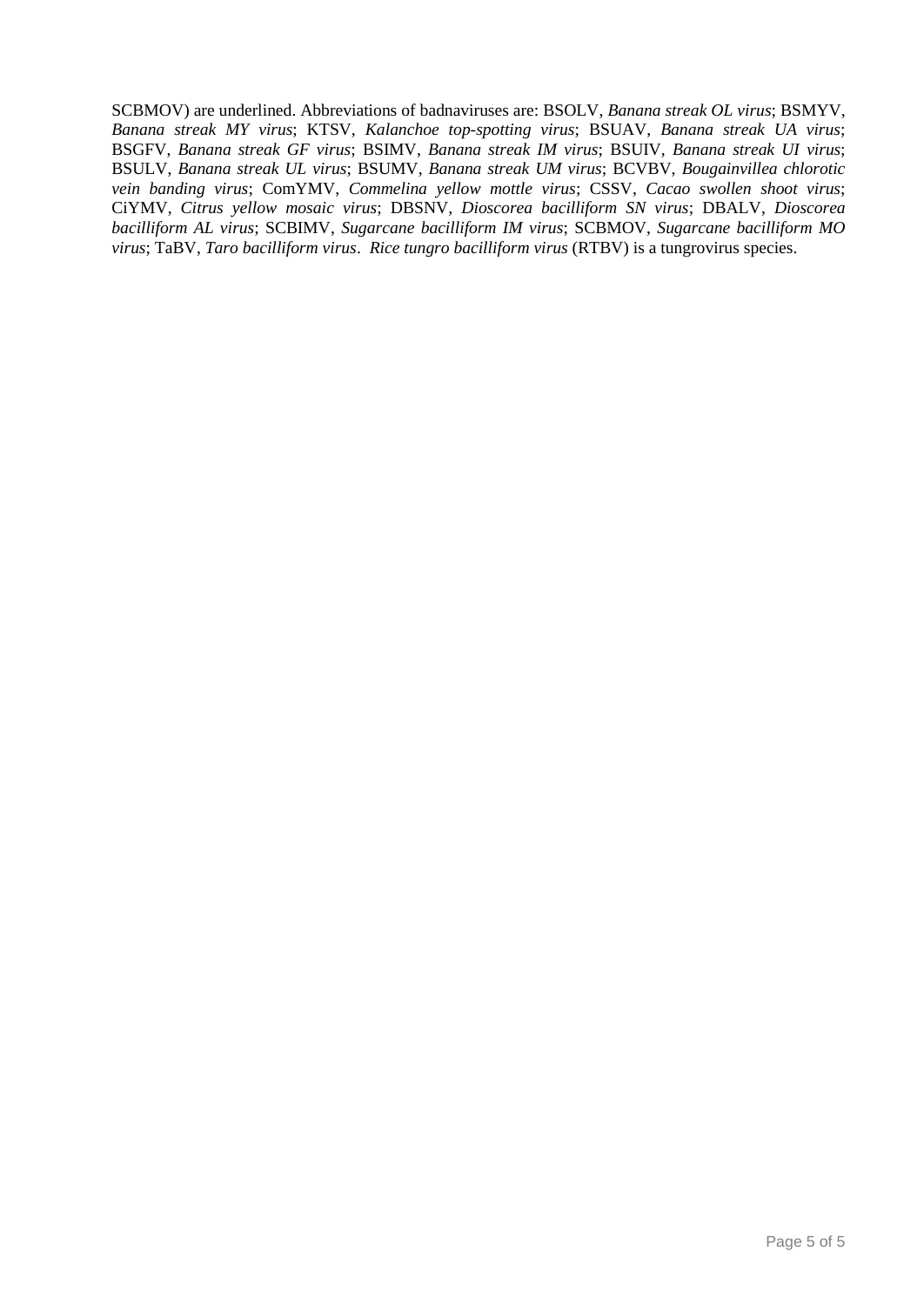SCBMOV) are underlined. Abbreviations of badnaviruses are: BSOLV, *Banana streak OL virus*; BSMYV, *Banana streak MY virus*; KTSV, *Kalanchoe top-spotting virus*; BSUAV, *Banana streak UA virus*; BSGFV, *Banana streak GF virus*; BSIMV, *Banana streak IM virus*; BSUIV, *Banana streak UI virus*; BSULV, *Banana streak UL virus*; BSUMV, *Banana streak UM virus*; BCVBV, *Bougainvillea chlorotic vein banding virus*; ComYMV, *Commelina yellow mottle virus*; CSSV, *Cacao swollen shoot virus*; CiYMV, *Citrus yellow mosaic virus*; DBSNV, *Dioscorea bacilliform SN virus*; DBALV, *Dioscorea bacilliform AL virus*; SCBIMV, *Sugarcane bacilliform IM virus*; SCBMOV, *Sugarcane bacilliform MO virus*; TaBV, *Taro bacilliform virus*. *Rice tungro bacilliform virus* (RTBV) is a tungrovirus species.